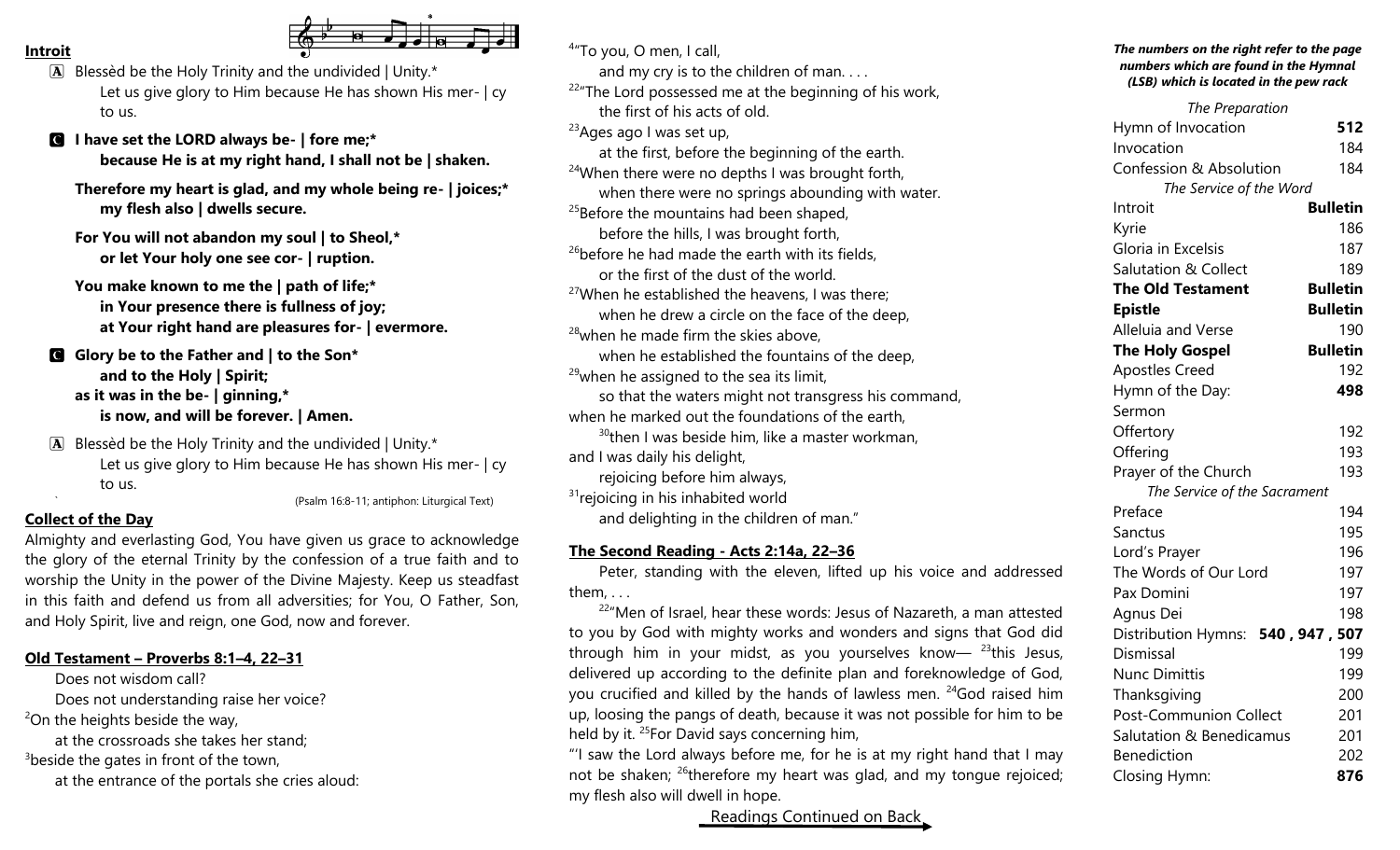**Introit**

A Blessèd be the Holy Trinity and the undivided | Unity.*
Let us give glory to Him because He has shown His mer- | cy to us.

C **I have set the LORD always be- | fore me;***
**because He is at my right hand, I shall not be | shaken.**

**Therefore my heart is glad, and my whole being re- | joices;***
**my flesh also | dwells secure.**

**For You will not abandon my soul | to Sheol,***
**or let Your holy one see cor- | ruption.**

**You make known to me the | path of life;***
**in Your presence there is fullness of joy;**
**at Your right hand are pleasures for- | evermore.**

C **Glory be to the Father and | to the Son***
**and to the Holy | Spirit;**
**as it was in the be- | ginning,***
**is now, and will be forever. | Amen.**

A Blessèd be the Holy Trinity and the undivided | Unity.*
Let us give glory to Him because He has shown His mer- | cy to us.

(Psalm 16:8-11; antiphon: Liturgical Text)

**Collect of the Day**

Almighty and everlasting God, You have given us grace to acknowledge the glory of the eternal Trinity by the confession of a true faith and to worship the Unity in the power of the Divine Majesty. Keep us steadfast in this faith and defend us from all adversities; for You, O Father, Son, and Holy Spirit, live and reign, one God, now and forever.

**Old Testament – Proverbs 8:1–4, 22–31**

Does not wisdom call?
Does not understanding raise her voice?
[2]On the heights beside the way,
at the crossroads she takes her stand;
[3]beside the gates in front of the town,
at the entrance of the portals she cries aloud:
[4]"To you, O men, I call,
and my cry is to the children of man. . . .
[22]"The Lord possessed me at the beginning of his work,
the first of his acts of old.
[23]Ages ago I was set up,
at the first, before the beginning of the earth.
[24]When there were no depths I was brought forth,
when there were no springs abounding with water.
[25]Before the mountains had been shaped,
before the hills, I was brought forth,
[26]before he had made the earth with its fields,
or the first of the dust of the world.
[27]When he established the heavens, I was there;
when he drew a circle on the face of the deep,
[28]when he made firm the skies above,
when he established the fountains of the deep,
[29]when he assigned to the sea its limit,
so that the waters might not transgress his command,
when he marked out the foundations of the earth,
[30]then I was beside him, like a master workman,
and I was daily his delight,
rejoicing before him always,
[31]rejoicing in his inhabited world
and delighting in the children of man."

**The Second Reading - Acts 2:14a, 22–36**

Peter, standing with the eleven, lifted up his voice and addressed them, . . .

[22]"Men of Israel, hear these words: Jesus of Nazareth, a man attested to you by God with mighty works and wonders and signs that God did through him in your midst, as you yourselves know— [23]this Jesus, delivered up according to the definite plan and foreknowledge of God, you crucified and killed by the hands of lawless men. [24]God raised him up, loosing the pangs of death, because it was not possible for him to be held by it. [25]For David says concerning him,

"'I saw the Lord always before me, for he is at my right hand that I may not be shaken; [26]therefore my heart was glad, and my tongue rejoiced; my flesh also will dwell in hope.

Readings Continued on Back

***The numbers on the right refer to the page numbers which are found in the Hymnal (LSB) which is located in the pew rack***

| | |
|---|---|
| *The Preparation* | |
| Hymn of Invocation | **512** |
| Invocation | 184 |
| Confession & Absolution | 184 |
| *The Service of the Word* | |
| Introit | **Bulletin** |
| Kyrie | 186 |
| Gloria in Excelsis | 187 |
| Salutation & Collect | 189 |
| **The Old Testament** | **Bulletin** |
| **Epistle** | **Bulletin** |
| Alleluia and Verse | 190 |
| **The Holy Gospel** | **Bulletin** |
| Apostles Creed | 192 |
| Hymn of the Day: | **498** |
| Sermon | |
| Offertory | 192 |
| Offering | 193 |
| Prayer of the Church | 193 |
| *The Service of the Sacrament* | |
| Preface | 194 |
| Sanctus | 195 |
| Lord's Prayer | 196 |
| The Words of Our Lord | 197 |
| Pax Domini | 197 |
| Agnus Dei | 198 |
| Distribution Hymns: | **540 , 947 , 507** |
| Dismissal | 199 |
| Nunc Dimittis | 199 |
| Thanksgiving | 200 |
| Post-Communion Collect | 201 |
| Salutation & Benedicamus | 201 |
| Benediction | 202 |
| Closing Hymn: | **876** |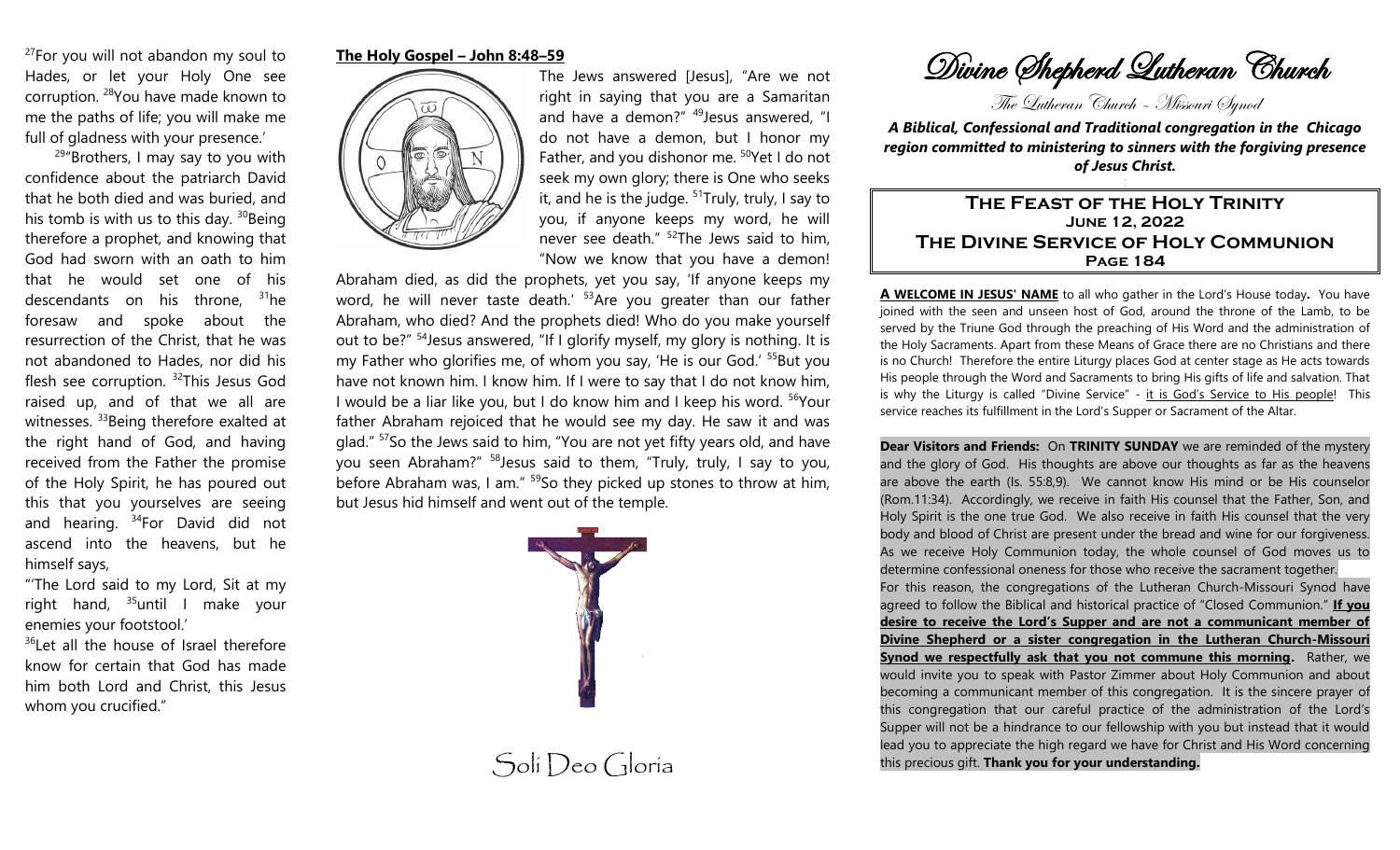[27]For you will not abandon my soul to Hades, or let your Holy One see corruption. [28]You have made known to me the paths of life; you will make me full of gladness with your presence.'

[29]"Brothers, I may say to you with confidence about the patriarch David that he both died and was buried, and his tomb is with us to this day. [30]Being therefore a prophet, and knowing that God had sworn with an oath to him that he would set one of his descendants on his throne, [31]he foresaw and spoke about the resurrection of the Christ, that he was not abandoned to Hades, nor did his flesh see corruption. [32]This Jesus God raised up, and of that we all are witnesses. [33]Being therefore exalted at the right hand of God, and having received from the Father the promise of the Holy Spirit, he has poured out this that you yourselves are seeing and hearing. [34]For David did not ascend into the heavens, but he himself says,

"'The Lord said to my Lord, Sit at my right hand, [35]until I make your enemies your footstool.'

[36]Let all the house of Israel therefore know for certain that God has made him both Lord and Christ, this Jesus whom you crucified."

**The Holy Gospel – John 8:48–59**

The Jews answered [Jesus], "Are we not right in saying that you are a Samaritan and have a demon?" [49]Jesus answered, "I do not have a demon, but I honor my Father, and you dishonor me. [50]Yet I do not seek my own glory; there is One who seeks it, and he is the judge. [51]Truly, truly, I say to you, if anyone keeps my word, he will never see death." [52]The Jews said to him, "Now we know that you have a demon! Abraham died, as did the prophets, yet you say, 'If anyone keeps my word, he will never taste death.' [53]Are you greater than our father Abraham, who died? And the prophets died! Who do you make yourself out to be?" [54]Jesus answered, "If I glorify myself, my glory is nothing. It is my Father who glorifies me, of whom you say, 'He is our God.' [55]But you have not known him. I know him. If I were to say that I do not know him, I would be a liar like you, but I do know him and I keep his word. [56]Your father Abraham rejoiced that he would see my day. He saw it and was glad." [57]So the Jews said to him, "You are not yet fifty years old, and have you seen Abraham?" [58]Jesus said to them, "Truly, truly, I say to you, before Abraham was, I am." [59]So they picked up stones to throw at him, but Jesus hid himself and went out of the temple.

Soli Deo Gloria

# Divine Shepherd Lutheran Church

The Lutheran Church ~ Missouri Synod

***A Biblical, Confessional and Traditional congregation in the Chicago region committed to ministering to sinners with the forgiving presence of Jesus Christ.***

## The Feast of the Holy Trinity
### June 12, 2022
## The Divine Service of Holy Communion
### Page 184

**A WELCOME IN JESUS' NAME** to all who gather in the Lord's House today**.** You have joined with the seen and unseen host of God, around the throne of the Lamb, to be served by the Triune God through the preaching of His Word and the administration of the Holy Sacraments. Apart from these Means of Grace there are no Christians and there is no Church! Therefore the entire Liturgy places God at center stage as He acts towards His people through the Word and Sacraments to bring His gifts of life and salvation. That is why the Liturgy is called "Divine Service" - it is God's Service to His people! This service reaches its fulfillment in the Lord's Supper or Sacrament of the Altar.

**Dear Visitors and Friends:** On **TRINITY SUNDAY** we are reminded of the mystery and the glory of God. His thoughts are above our thoughts as far as the heavens are above the earth (Is. 55:8,9). We cannot know His mind or be His counselor (Rom.11:34). Accordingly, we receive in faith His counsel that the Father, Son, and Holy Spirit is the one true God. We also receive in faith His counsel that the very body and blood of Christ are present under the bread and wine for our forgiveness. As we receive Holy Communion today, the whole counsel of God moves us to determine confessional oneness for those who receive the sacrament together.

For this reason, the congregations of the Lutheran Church-Missouri Synod have agreed to follow the Biblical and historical practice of "Closed Communion." **If you desire to receive the Lord's Supper and are not a communicant member of Divine Shepherd or a sister congregation in the Lutheran Church-Missouri Synod we respectfully ask that you not commune this morning.** Rather, we would invite you to speak with Pastor Zimmer about Holy Communion and about becoming a communicant member of this congregation. It is the sincere prayer of this congregation that our careful practice of the administration of the Lord's Supper will not be a hindrance to our fellowship with you but instead that it would lead you to appreciate the high regard we have for Christ and His Word concerning this precious gift. **Thank you for your understanding.**